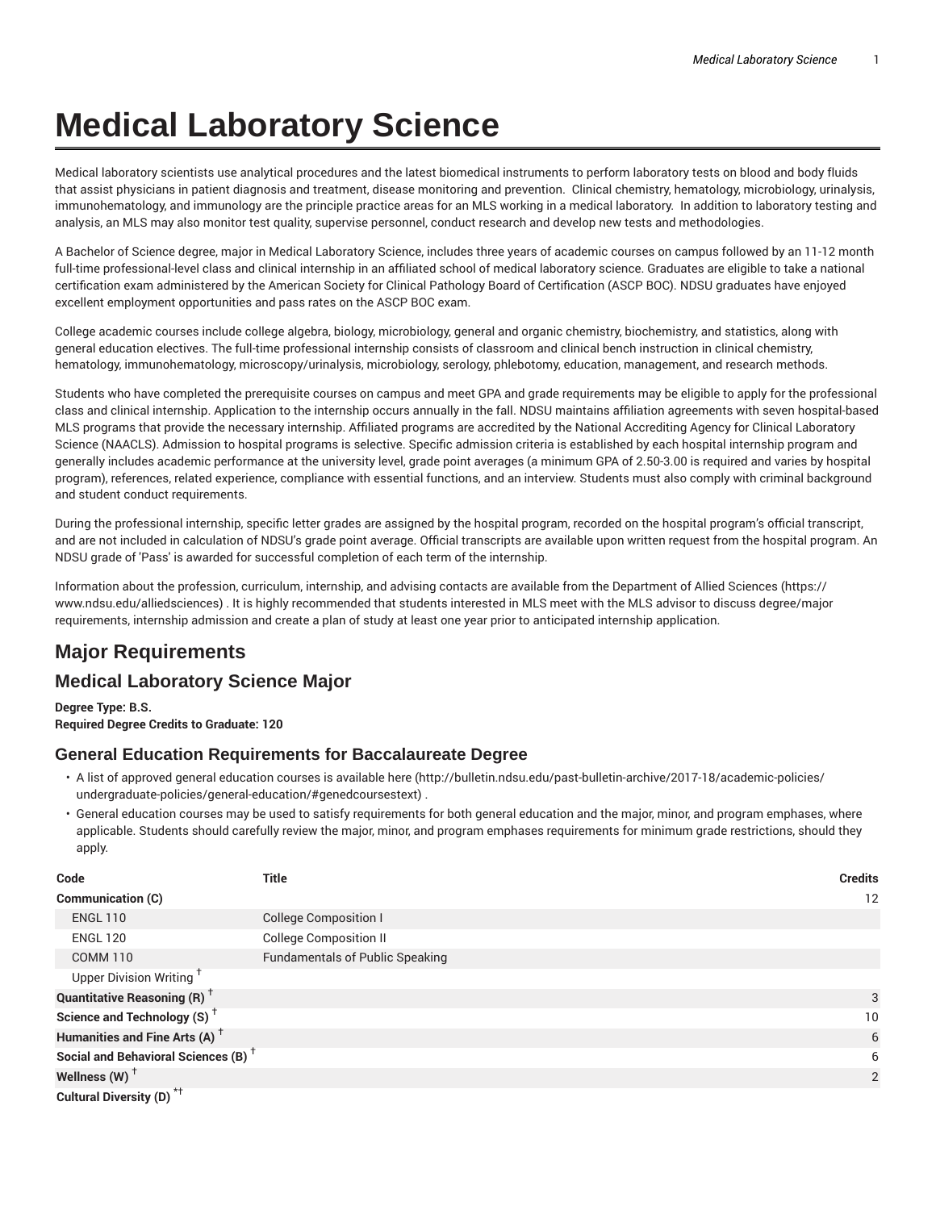# Medical Laboratory Science

Medical laboratory scientists use analytical procedures and the latest biomedical instruments to perform laboratory tests on blood and body fluids that assist physicians in patient diagnosis and treatment, disease monitoring and prevention. Clinical chemistry, hematology, microbiology, urinalysis, immunohematology, and immunology are the principle practice areas for an MLS working in a medical laboratory. In addition to laboratory testing and analysis, an MLS may also monitor test quality, supervise personnel, conduct research and develop new tests and methodologies.

A Bachelor of Science degree, major in Medical Laboratory Science, includes three years of academic courses on campus followed by an 11-12 month full-time professional-level class and clinical internship in an affiliated school of medical laboratory science. Graduates are eligible to take a national certification exam administered by the American Society for Clinical Pathology Board of Certification (ASCP BOC). NDSU graduates have enjoyed excellent employment opportunities and pass rates on the ASCP BOC exam.

College academic courses include college algebra, biology, microbiology, general and organic chemistry, biochemistry, and statistics, along with general education electives. The full-time professional internship consists of classroom and clinical bench instruction in clinical chemistry, hematology, immunohematology, microscopy/urinalysis, microbiology, serology, phlebotomy, education, management, and research methods.

Students who have completed the prerequisite courses on campus and meet GPA and grade requirements may be eligible to apply for the professional class and clinical internship. Application to the internship occurs annually in the fall. NDSU maintains affiliation agreements with seven hospital-based MLS programs that provide the necessary internship. Affiliated programs are accredited by the National Accrediting Agency for Clinical Laboratory Science (NAACLS). Admission to hospital programs is selective. Specific admission criteria is established by each hospital internship program and generally includes academic performance at the university level, grade point averages (a minimum GPA of 2.50-3.00 is required and varies by hospital program), references, related experience, compliance with essential functions, and an interview. Students must also comply with criminal background and student conduct requirements.

During the professional internship, specific letter grades are assigned by the hospital program, recorded on the hospital program's official transcript, and are not included in calculation of NDSU's grade point average. Official transcripts are available upon written request from the hospital program. An NDSU grade of 'Pass' is awarded for successful completion of each term of the internship.

Information about the profession, curriculum, internship, and advising contacts are available from the Department of Allied Sciences (https://www.ndsu.edu/alliedsciences) . It is highly recommended that students interested in MLS meet with the MLS advisor to discuss degree/major requirements, internship admission and create a plan of study at least one year prior to anticipated internship application.

## Major Requirements

## Medical Laboratory Science Major

**Degree Type: B.S.**
**Required Degree Credits to Graduate: 120**

### General Education Requirements for Baccalaureate Degree

- A list of approved general education courses is available here (http://bulletin.ndsu.edu/past-bulletin-archive/2017-18/academic-policies/undergraduate-policies/general-education/#genedcoursestext) .
- General education courses may be used to satisfy requirements for both general education and the major, minor, and program emphases, where applicable. Students should carefully review the major, minor, and program emphases requirements for minimum grade restrictions, should they apply.

| Code | Title | Credits |
|---|---|---|
| **Communication (C)** | | 12 |
| ENGL 110 | College Composition I | |
| ENGL 120 | College Composition II | |
| COMM 110 | Fundamentals of Public Speaking | |
| Upper Division Writing † | | |
| **Quantitative Reasoning (R) †** | | 3 |
| **Science and Technology (S) †** | | 10 |
| **Humanities and Fine Arts (A) †** | | 6 |
| **Social and Behavioral Sciences (B) †** | | 6 |
| **Wellness (W) †** | | 2 |
| **Cultural Diversity (D) *†** | | |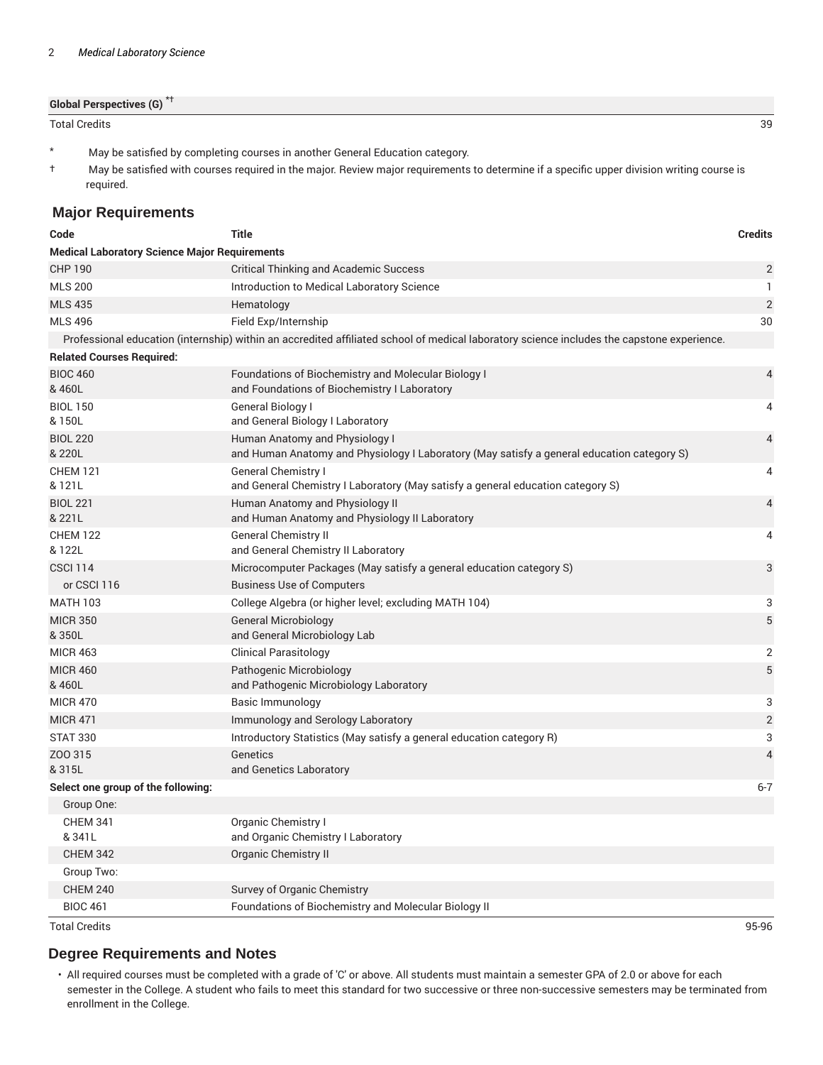| | |
|---|---|
| **Global Perspectives (G)** *† | |
| Total Credits | 39 |

\* May be satisfied by completing courses in another General Education category.

† May be satisfied with courses required in the major. Review major requirements to determine if a specific upper division writing course is required.

## Major Requirements

| Code | Title | Credits |
|---|---|---|
| **Medical Laboratory Science Major Requirements** | | |
| CHP 190 | Critical Thinking and Academic Success | 2 |
| MLS 200 | Introduction to Medical Laboratory Science | 1 |
| MLS 435 | Hematology | 2 |
| MLS 496 | Field Exp/Internship | 30 |
| Professional education (internship) within an accredited affiliated school of medical laboratory science includes the capstone experience. | | |
| **Related Courses Required:** | | |
| BIOC 460 & 460L | Foundations of Biochemistry and Molecular Biology I and Foundations of Biochemistry I Laboratory | 4 |
| BIOL 150 & 150L | General Biology I and General Biology I Laboratory | 4 |
| BIOL 220 & 220L | Human Anatomy and Physiology I and Human Anatomy and Physiology I Laboratory (May satisfy a general education category S) | 4 |
| CHEM 121 & 121L | General Chemistry I and General Chemistry I Laboratory (May satisfy a general education category S) | 4 |
| BIOL 221 & 221L | Human Anatomy and Physiology II and Human Anatomy and Physiology II Laboratory | 4 |
| CHEM 122 & 122L | General Chemistry II and General Chemistry II Laboratory | 4 |
| CSCI 114 | Microcomputer Packages (May satisfy a general education category S) | 3 |
| or CSCI 116 | Business Use of Computers | |
| MATH 103 | College Algebra (or higher level; excluding MATH 104) | 3 |
| MICR 350 & 350L | General Microbiology and General Microbiology Lab | 5 |
| MICR 463 | Clinical Parasitology | 2 |
| MICR 460 & 460L | Pathogenic Microbiology and Pathogenic Microbiology Laboratory | 5 |
| MICR 470 | Basic Immunology | 3 |
| MICR 471 | Immunology and Serology Laboratory | 2 |
| STAT 330 | Introductory Statistics (May satisfy a general education category R) | 3 |
| ZOO 315 & 315L | Genetics and Genetics Laboratory | 4 |
| **Select one group of the following:** | | 6-7 |
| Group One: | | |
| CHEM 341 & 341L | Organic Chemistry I and Organic Chemistry I Laboratory | |
| CHEM 342 | Organic Chemistry II | |
| Group Two: | | |
| CHEM 240 | Survey of Organic Chemistry | |
| BIOC 461 | Foundations of Biochemistry and Molecular Biology II | |
| Total Credits | | 95-96 |

## Degree Requirements and Notes

- All required courses must be completed with a grade of 'C' or above. All students must maintain a semester GPA of 2.0 or above for each semester in the College. A student who fails to meet this standard for two successive or three non-successive semesters may be terminated from enrollment in the College.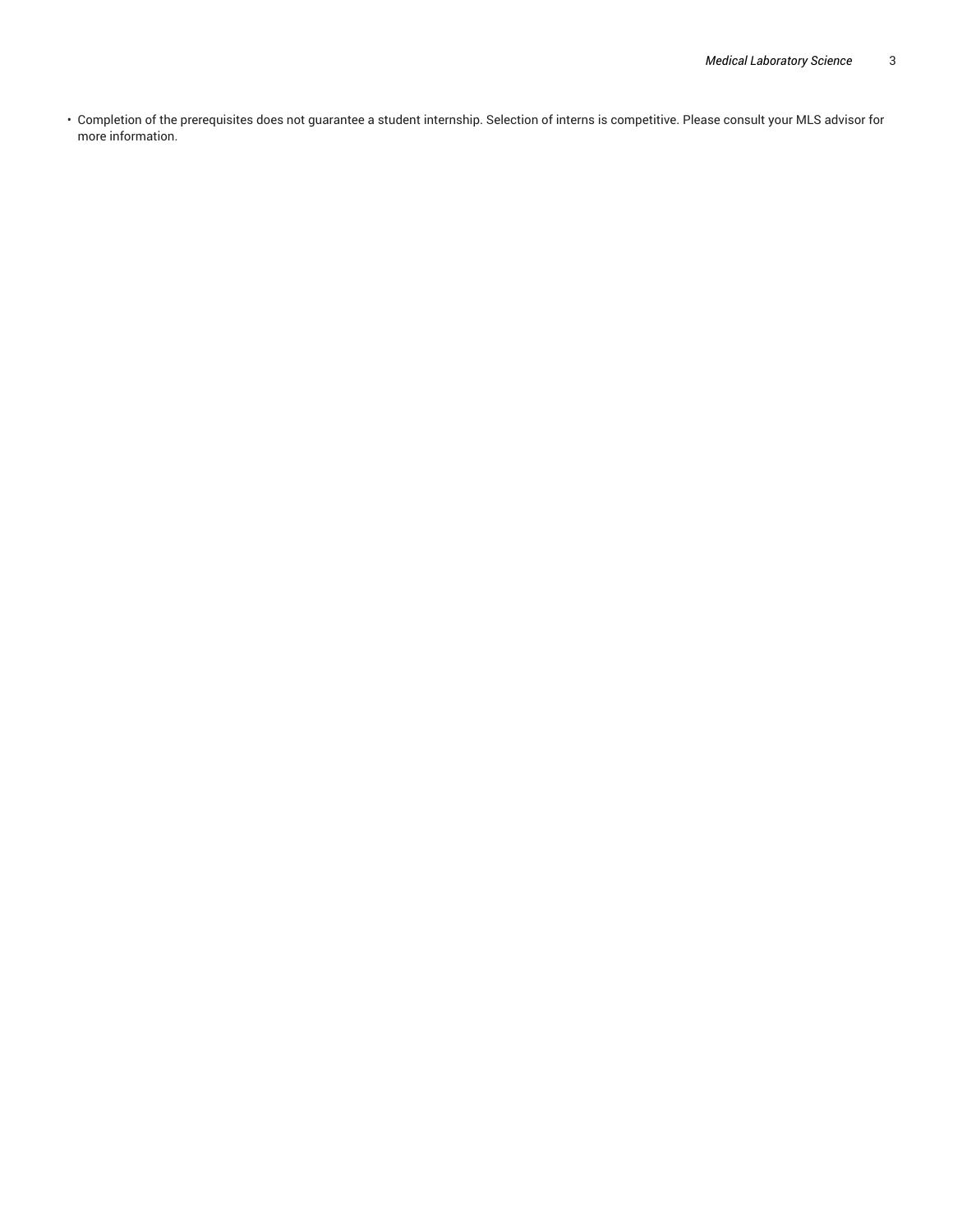- Completion of the prerequisites does not guarantee a student internship. Selection of interns is competitive. Please consult your MLS advisor for more information.